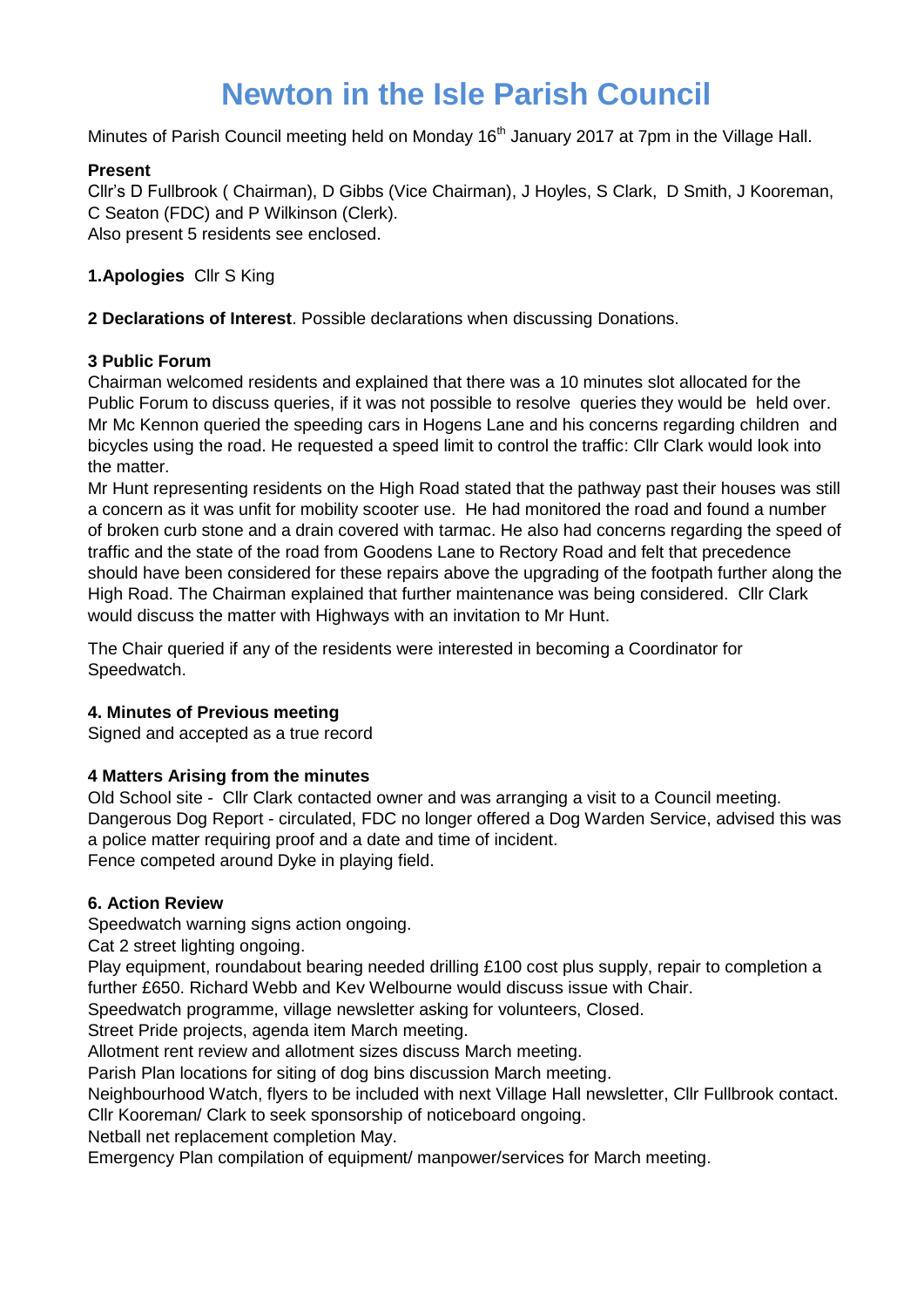# Newton in the Isle Parish Council

Minutes of Parish Council meeting held on Monday 16th January 2017 at 7pm in the Village Hall.

**Present**

Cllr's D Fullbrook ( Chairman), D Gibbs (Vice Chairman), J Hoyles, S Clark, D Smith, J Kooreman, C Seaton (FDC) and P Wilkinson (Clerk).
Also present 5 residents see enclosed.

**1.Apologies** Cllr S King

**2 Declarations of Interest**. Possible declarations when discussing Donations.

**3 Public Forum**

Chairman welcomed residents and explained that there was a 10 minutes slot allocated for the Public Forum to discuss queries, if it was not possible to resolve queries they would be held over.
Mr Mc Kennon queried the speeding cars in Hogens Lane and his concerns regarding children and bicycles using the road. He requested a speed limit to control the traffic: Cllr Clark would look into the matter.
Mr Hunt representing residents on the High Road stated that the pathway past their houses was still a concern as it was unfit for mobility scooter use. He had monitored the road and found a number of broken curb stone and a drain covered with tarmac. He also had concerns regarding the speed of traffic and the state of the road from Goodens Lane to Rectory Road and felt that precedence should have been considered for these repairs above the upgrading of the footpath further along the High Road. The Chairman explained that further maintenance was being considered. Cllr Clark would discuss the matter with Highways with an invitation to Mr Hunt.

The Chair queried if any of the residents were interested in becoming a Coordinator for Speedwatch.

**4. Minutes of Previous meeting**

Signed and accepted as a true record

**4 Matters Arising from the minutes**

Old School site - Cllr Clark contacted owner and was arranging a visit to a Council meeting.
Dangerous Dog Report - circulated, FDC no longer offered a Dog Warden Service, advised this was a police matter requiring proof and a date and time of incident.
Fence competed around Dyke in playing field.

**6. Action Review**

Speedwatch warning signs action ongoing.
Cat 2 street lighting ongoing.
Play equipment, roundabout bearing needed drilling £100 cost plus supply, repair to completion a further £650. Richard Webb and Kev Welbourne would discuss issue with Chair.
Speedwatch programme, village newsletter asking for volunteers, Closed.
Street Pride projects, agenda item March meeting.
Allotment rent review and allotment sizes discuss March meeting.
Parish Plan locations for siting of dog bins discussion March meeting.
Neighbourhood Watch, flyers to be included with next Village Hall newsletter, Cllr Fullbrook contact.
Cllr Kooreman/ Clark to seek sponsorship of noticeboard ongoing.
Netball net replacement completion May.
Emergency Plan compilation of equipment/ manpower/services for March meeting.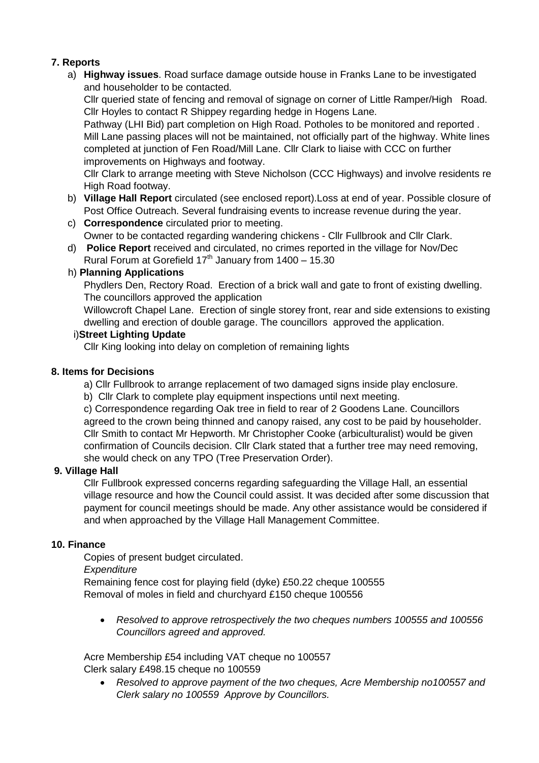**7. Reports**

a) **Highway issues**. Road surface damage outside house in Franks Lane to be investigated and householder to be contacted.
   Cllr queried state of fencing and removal of signage on corner of Little Ramper/High Road.
   Cllr Hoyles to contact R Shippey regarding hedge in Hogens Lane.
   Pathway (LHI Bid) part completion on High Road. Potholes to be monitored and reported . Mill Lane passing places will not be maintained, not officially part of the highway. White lines completed at junction of Fen Road/Mill Lane. Cllr Clark to liaise with CCC on further improvements on Highways and footway.
   Cllr Clark to arrange meeting with Steve Nicholson (CCC Highways) and involve residents re High Road footway.

b) **Village Hall Report** circulated (see enclosed report).Loss at end of year. Possible closure of Post Office Outreach. Several fundraising events to increase revenue during the year.

c) **Correspondence** circulated prior to meeting.
   Owner to be contacted regarding wandering chickens - Cllr Fullbrook and Cllr Clark.

d) **Police Report** received and circulated, no crimes reported in the village for Nov/Dec
   Rural Forum at Gorefield 17th January from 1400 – 15.30

h) **Planning Applications**
   Phydlers Den, Rectory Road. Erection of a brick wall and gate to front of existing dwelling. The councillors approved the application
   Willowcroft Chapel Lane. Erection of single storey front, rear and side extensions to existing dwelling and erection of double garage. The councillors approved the application.

i) **Street Lighting Update**
   Cllr King looking into delay on completion of remaining lights

**8. Items for Decisions**

a) Cllr Fullbrook to arrange replacement of two damaged signs inside play enclosure.
b) Cllr Clark to complete play equipment inspections until next meeting.
c) Correspondence regarding Oak tree in field to rear of 2 Goodens Lane. Councillors agreed to the crown being thinned and canopy raised, any cost to be paid by householder. Cllr Smith to contact Mr Hepworth. Mr Christopher Cooke (arbiculturalist) would be given confirmation of Councils decision. Cllr Clark stated that a further tree may need removing, she would check on any TPO (Tree Preservation Order).

**9. Village Hall**

Cllr Fullbrook expressed concerns regarding safeguarding the Village Hall, an essential village resource and how the Council could assist. It was decided after some discussion that payment for council meetings should be made. Any other assistance would be considered if and when approached by the Village Hall Management Committee.

**10. Finance**

Copies of present budget circulated.

*Expenditure*

Remaining fence cost for playing field (dyke) £50.22 cheque 100555
Removal of moles in field and churchyard £150 cheque 100556

- *Resolved to approve retrospectively the two cheques numbers 100555 and 100556 Councillors agreed and approved.*

Acre Membership £54 including VAT cheque no 100557
Clerk salary £498.15 cheque no 100559

- *Resolved to approve payment of the two cheques, Acre Membership no100557 and Clerk salary no 100559 Approve by Councillors.*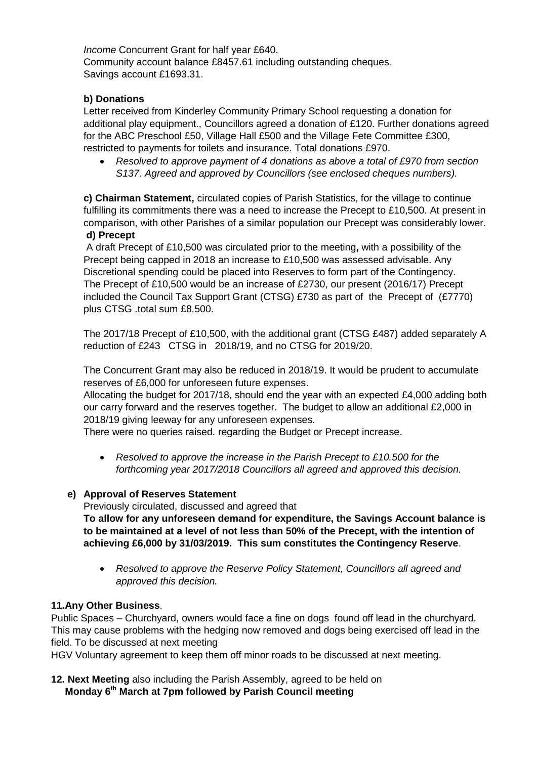*Income* Concurrent Grant for half year £640.
Community account balance £8457.61 including outstanding cheques.
Savings account £1693.31.

**b) Donations**

Letter received from Kinderley Community Primary School requesting a donation for additional play equipment., Councillors agreed a donation of £120. Further donations agreed for the ABC Preschool £50, Village Hall £500 and the Village Fete Committee £300, restricted to payments for toilets and insurance. Total donations £970.

- *Resolved to approve payment of 4 donations as above a total of £970 from section S137. Agreed and approved by Councillors (see enclosed cheques numbers).*

**c) Chairman Statement,** circulated copies of Parish Statistics, for the village to continue fulfilling its commitments there was a need to increase the Precept to £10,500. At present in comparison, with other Parishes of a similar population our Precept was considerably lower.

**d) Precept**

A draft Precept of £10,500 was circulated prior to the meeting**,** with a possibility of the Precept being capped in 2018 an increase to £10,500 was assessed advisable. Any Discretional spending could be placed into Reserves to form part of the Contingency. The Precept of £10,500 would be an increase of £2730, our present (2016/17) Precept included the Council Tax Support Grant (CTSG) £730 as part of the Precept of (£7770) plus CTSG .total sum £8,500.

The 2017/18 Precept of £10,500, with the additional grant (CTSG £487) added separately A reduction of £243 CTSG in 2018/19, and no CTSG for 2019/20.

The Concurrent Grant may also be reduced in 2018/19. It would be prudent to accumulate reserves of £6,000 for unforeseen future expenses.
Allocating the budget for 2017/18, should end the year with an expected £4,000 adding both our carry forward and the reserves together. The budget to allow an additional £2,000 in 2018/19 giving leeway for any unforeseen expenses.
There were no queries raised. regarding the Budget or Precept increase.

- *Resolved to approve the increase in the Parish Precept to £10.500 for the forthcoming year 2017/2018 Councillors all agreed and approved this decision.*

**e) Approval of Reserves Statement**

Previously circulated, discussed and agreed that
**To allow for any unforeseen demand for expenditure, the Savings Account balance is to be maintained at a level of not less than 50% of the Precept, with the intention of achieving £6,000 by 31/03/2019. This sum constitutes the Contingency Reserve**.

- *Resolved to approve the Reserve Policy Statement, Councillors all agreed and approved this decision.*

**11.Any Other Business**.

Public Spaces – Churchyard, owners would face a fine on dogs found off lead in the churchyard. This may cause problems with the hedging now removed and dogs being exercised off lead in the field. To be discussed at next meeting
HGV Voluntary agreement to keep them off minor roads to be discussed at next meeting.

**12. Next Meeting** also including the Parish Assembly, agreed to be held on
**Monday 6th March at 7pm followed by Parish Council meeting**